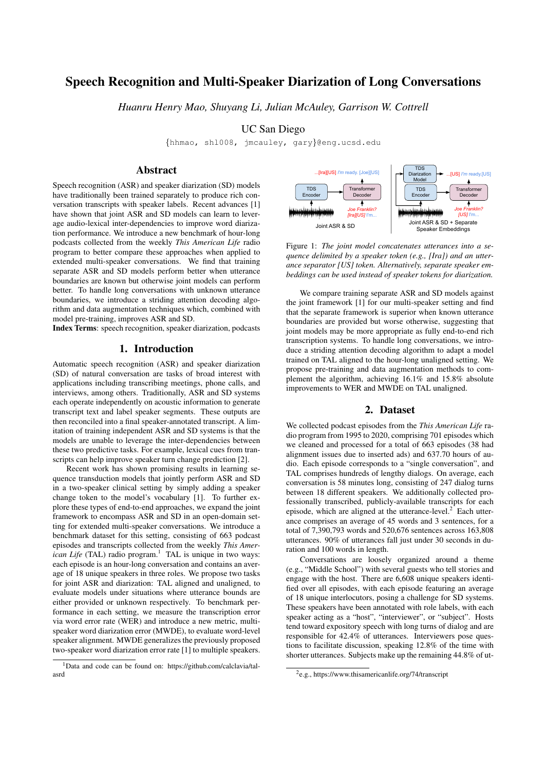# Speech Recognition and Multi-Speaker Diarization of Long Conversations

*Huanru Henry Mao, Shuyang Li, Julian McAuley, Garrison W. Cottrell*

UC San Diego

{hhmao, shl008, jmcauley, gary}@eng.ucsd.edu

## Abstract

Speech recognition (ASR) and speaker diarization (SD) models have traditionally been trained separately to produce rich conversation transcripts with speaker labels. Recent advances [1] have shown that joint ASR and SD models can learn to leverage audio-lexical inter-dependencies to improve word diarization performance. We introduce a new benchmark of hour-long podcasts collected from the weekly *This American Life* radio program to better compare these approaches when applied to extended multi-speaker conversations. We find that training separate ASR and SD models perform better when utterance boundaries are known but otherwise joint models can perform better. To handle long conversations with unknown utterance boundaries, we introduce a striding attention decoding algorithm and data augmentation techniques which, combined with model pre-training, improves ASR and SD.

**Index Terms**: speech recognition, speaker diarization, podcasts

## 1. Introduction

Automatic speech recognition (ASR) and speaker diarization (SD) of natural conversation are tasks of broad interest with applications including transcribing meetings, phone calls, and interviews, among others. Traditionally, ASR and SD systems each operate independently on acoustic information to generate transcript text and label speaker segments. These outputs are then reconciled into a final speaker-annotated transcript. A limitation of training independent ASR and SD systems is that the models are unable to leverage the inter-dependencies between these two predictive tasks. For example, lexical cues from transcripts can help improve speaker turn change prediction [2].

Recent work has shown promising results in learning sequence transduction models that jointly perform ASR and SD in a two-speaker clinical setting by simply adding a speaker change token to the model's vocabulary [1]. To further explore these types of end-to-end approaches, we expand the joint framework to encompass ASR and SD in an open-domain setting for extended multi-speaker conversations. We introduce a benchmark dataset for this setting, consisting of 663 podcast episodes and transcripts collected from the weekly *This American Life* (TAL) radio program.[1] TAL is unique in two ways: each episode is an hour-long conversation and contains an average of 18 unique speakers in three roles. We propose two tasks for joint ASR and diarization: TAL aligned and unaligned, to evaluate models under situations where utterance bounds are either provided or unknown respectively. To benchmark performance in each setting, we measure the transcription error via word error rate (WER) and introduce a new metric, multi-speaker word diarization error (MWDE), to evaluate word-level speaker alignment. MWDE generalizes the previously proposed two-speaker word diarization error rate [1] to multiple speakers.

[1]Data and code can be found on: https://github.com/calclavia/tal-asrd

Figure 1: *The joint model concatenates utterances into a sequence delimited by a speaker token (e.g., [Ira]) and an utterance separator [US] token. Alternatively, separate speaker embeddings can be used instead of speaker tokens for diarization.*

We compare training separate ASR and SD models against the joint framework [1] for our multi-speaker setting and find that the separate framework is superior when known utterance boundaries are provided but worse otherwise, suggesting that joint models may be more appropriate as fully end-to-end rich transcription systems. To handle long conversations, we introduce a striding attention decoding algorithm to adapt a model trained on TAL aligned to the hour-long unaligned setting. We propose pre-training and data augmentation methods to complement the algorithm, achieving 16.1% and 15.8% absolute improvements to WER and MWDE on TAL unaligned.

## 2. Dataset

We collected podcast episodes from the *This American Life* radio program from 1995 to 2020, comprising 701 episodes which we cleaned and processed for a total of 663 episodes (38 had alignment issues due to inserted ads) and 637.70 hours of audio. Each episode corresponds to a "single conversation", and TAL comprises hundreds of lengthy dialogs. On average, each conversation is 58 minutes long, consisting of 247 dialog turns between 18 different speakers. We additionally collected professionally transcribed, publicly-available transcripts for each episode, which are aligned at the utterance-level.[2] Each utterance comprises an average of 45 words and 3 sentences, for a total of 7,390,793 words and 520,676 sentences across 163,808 utterances. 90% of utterances fall just under 30 seconds in duration and 100 words in length.

Conversations are loosely organized around a theme (e.g., "Middle School") with several guests who tell stories and engage with the host. There are 6,608 unique speakers identified over all episodes, with each episode featuring an average of 18 unique interlocutors, posing a challenge for SD systems. These speakers have been annotated with role labels, with each speaker acting as a "host", "interviewer", or "subject". Hosts tend toward expository speech with long turns of dialog and are responsible for 42.4% of utterances. Interviewers pose questions to facilitate discussion, speaking 12.8% of the time with shorter utterances. Subjects make up the remaining 44.8% of ut-

[2]e.g., https://www.thisamericanlife.org/74/transcript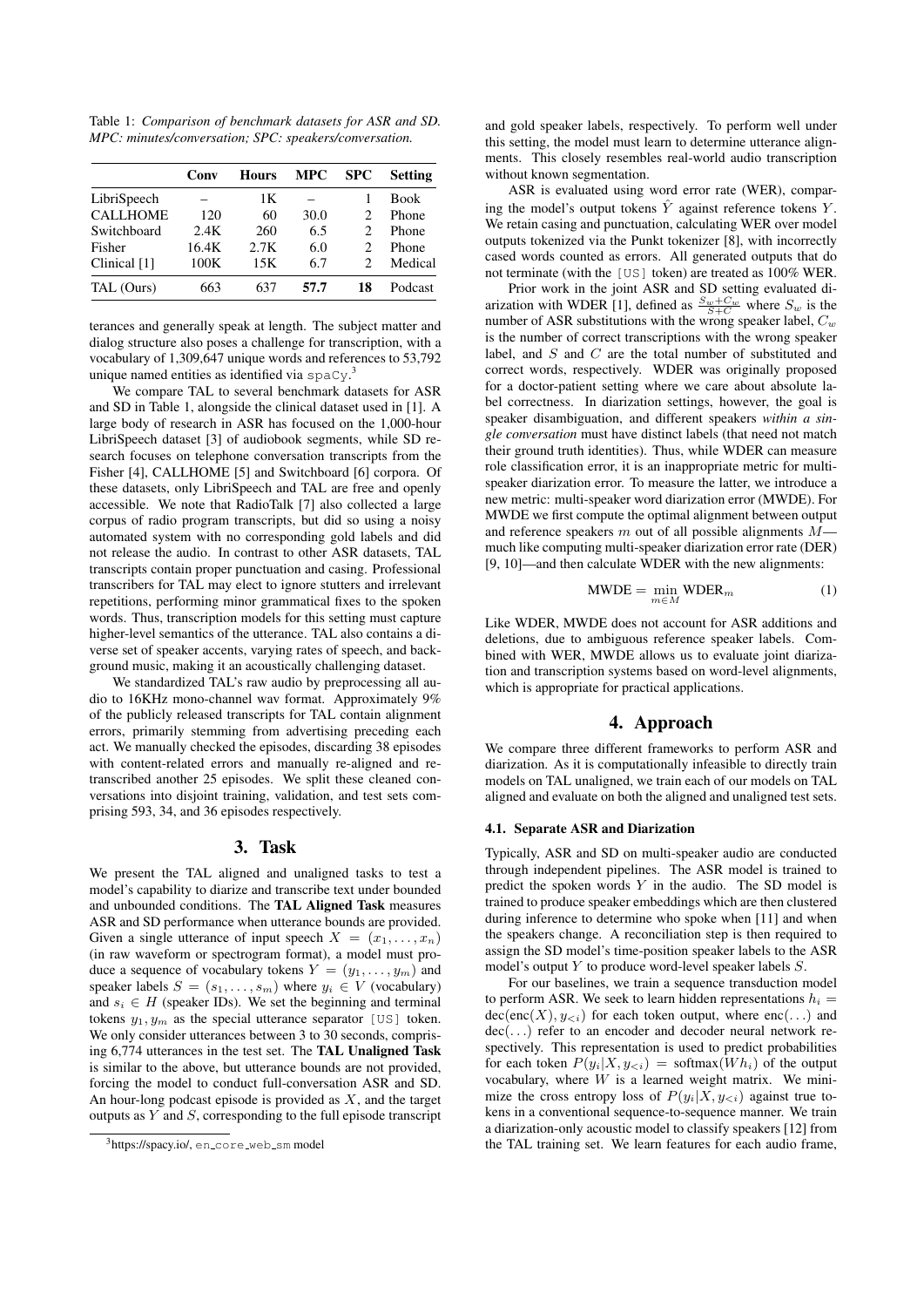Table 1: *Comparison of benchmark datasets for ASR and SD. MPC: minutes/conversation; SPC: speakers/conversation.*

| | Conv | Hours | MPC | SPC | Setting |
|---|---|---|---|---|---|
| LibriSpeech | – | 1K | – | 1 | Book |
| CALLHOME | 120 | 60 | 30.0 | 2 | Phone |
| Switchboard | 2.4K | 260 | 6.5 | 2 | Phone |
| Fisher | 16.4K | 2.7K | 6.0 | 2 | Phone |
| Clinical [1] | 100K | 15K | 6.7 | 2 | Medical |
| TAL (Ours) | 663 | 637 | **57.7** | **18** | Podcast |

terances and generally speak at length. The subject matter and dialog structure also poses a challenge for transcription, with a vocabulary of 1,309,647 unique words and references to 53,792 unique named entities as identified via `spaCy`.[3]

We compare TAL to several benchmark datasets for ASR and SD in Table 1, alongside the clinical dataset used in [1]. A large body of research in ASR has focused on the 1,000-hour LibriSpeech dataset [3] of audiobook segments, while SD research focuses on telephone conversation transcripts from the Fisher [4], CALLHOME [5] and Switchboard [6] corpora. Of these datasets, only LibriSpeech and TAL are free and openly accessible. We note that RadioTalk [7] also collected a large corpus of radio program transcripts, but did so using a noisy automated system with no corresponding gold labels and did not release the audio. In contrast to other ASR datasets, TAL transcripts contain proper punctuation and casing. Professional transcribers for TAL may elect to ignore stutters and irrelevant repetitions, performing minor grammatical fixes to the spoken words. Thus, transcription models for this setting must capture higher-level semantics of the utterance. TAL also contains a diverse set of speaker accents, varying rates of speech, and background music, making it an acoustically challenging dataset.

We standardized TAL's raw audio by preprocessing all audio to 16KHz mono-channel wav format. Approximately 9% of the publicly released transcripts for TAL contain alignment errors, primarily stemming from advertising preceding each act. We manually checked the episodes, discarding 38 episodes with content-related errors and manually re-aligned and re-transcribed another 25 episodes. We split these cleaned conversations into disjoint training, validation, and test sets comprising 593, 34, and 36 episodes respectively.

[3]https://spacy.io/, `en_core_web_sm` model

# 3. Task

We present the TAL aligned and unaligned tasks to test a model's capability to diarize and transcribe text under bounded and unbounded conditions. The **TAL Aligned Task** measures ASR and SD performance when utterance bounds are provided. Given a single utterance of input speech $X = (x_1, \ldots, x_n)$ (in raw waveform or spectrogram format), a model must produce a sequence of vocabulary tokens $Y = (y_1, \ldots, y_m)$ and speaker labels $S = (s_1, \ldots, s_m)$ where $y_i \in V$ (vocabulary) and $s_i \in H$ (speaker IDs). We set the beginning and terminal tokens $y_1, y_m$ as the special utterance separator `[US]` token. We only consider utterances between 3 to 30 seconds, comprising 6,774 utterances in the test set. The **TAL Unaligned Task** is similar to the above, but utterance bounds are not provided, forcing the model to conduct full-conversation ASR and SD. An hour-long podcast episode is provided as $X$, and the target outputs as $Y$ and $S$, corresponding to the full episode transcript and gold speaker labels, respectively. To perform well under this setting, the model must learn to determine utterance alignments. This closely resembles real-world audio transcription without known segmentation.

ASR is evaluated using word error rate (WER), comparing the model's output tokens $\hat{Y}$ against reference tokens $Y$. We retain casing and punctuation, calculating WER over model outputs tokenized via the Punkt tokenizer [8], with incorrectly cased words counted as errors. All generated outputs that do not terminate (with the `[US]` token) are treated as 100% WER.

Prior work in the joint ASR and SD setting evaluated diarization with WDER [1], defined as $\frac{S_w + C_w}{S + C}$ where $S_w$ is the number of ASR substitutions with the wrong speaker label, $C_w$ is the number of correct transcriptions with the wrong speaker label, and $S$ and $C$ are the total number of substituted and correct words, respectively. WDER was originally proposed for a doctor-patient setting where we care about absolute label correctness. In diarization settings, however, the goal is speaker disambiguation, and different speakers *within a single conversation* must have distinct labels (that need not match their ground truth identities). Thus, while WDER can measure role classification error, it is an inappropriate metric for multi-speaker diarization error. To measure the latter, we introduce a new metric: multi-speaker word diarization error (MWDE). For MWDE we first compute the optimal alignment between output and reference speakers $m$ out of all possible alignments $M$—much like computing multi-speaker diarization error rate (DER) [9, 10]—and then calculate WDER with the new alignments:

$$\text{MWDE} = \min_{m \in M} \text{WDER}_m \tag{1}$$

Like WDER, MWDE does not account for ASR additions and deletions, due to ambiguous reference speaker labels. Combined with WER, MWDE allows us to evaluate joint diarization and transcription systems based on word-level alignments, which is appropriate for practical applications.

# 4. Approach

We compare three different frameworks to perform ASR and diarization. As it is computationally infeasible to directly train models on TAL unaligned, we train each of our models on TAL aligned and evaluate on both the aligned and unaligned test sets.

### 4.1. Separate ASR and Diarization

Typically, ASR and SD on multi-speaker audio are conducted through independent pipelines. The ASR model is trained to predict the spoken words $Y$ in the audio. The SD model is trained to produce speaker embeddings which are then clustered during inference to determine who spoke when [11] and when the speakers change. A reconciliation step is then required to assign the SD model's time-position speaker labels to the ASR model's output $Y$ to produce word-level speaker labels $S$.

For our baselines, we train a sequence transduction model to perform ASR. We seek to learn hidden representations $h_i = \text{dec}(\text{enc}(X), y_{<i})$ for each token output, where $\text{enc}(\ldots)$ and $\text{dec}(\ldots)$ refer to an encoder and decoder neural network respectively. This representation is used to predict probabilities for each token $P(y_i|X, y_{<i}) = \text{softmax}(Wh_i)$ of the output vocabulary, where $W$ is a learned weight matrix. We minimize the cross entropy loss of $P(y_i|X, y_{<i})$ against true tokens in a conventional sequence-to-sequence manner. We train a diarization-only acoustic model to classify speakers [12] from the TAL training set. We learn features for each audio frame,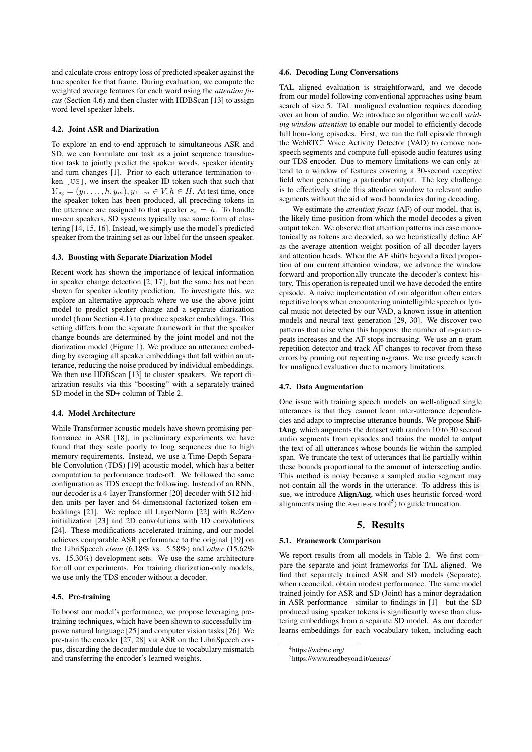and calculate cross-entropy loss of predicted speaker against the true speaker for that frame. During evaluation, we compute the weighted average features for each word using the *attention focus* (Section 4.6) and then cluster with HDBScan [13] to assign word-level speaker labels.

### 4.2. Joint ASR and Diarization

To explore an end-to-end approach to simultaneous ASR and SD, we can formulate our task as a joint sequence transduction task to jointly predict the spoken words, speaker identity and turn changes [1]. Prior to each utterance termination token `[US]`, we insert the speaker ID token such that such that $Y_{\text{aug}} = (y_1, \ldots, h, y_m), y_{1\ldots m} \in V, h \in H$. At test time, once the speaker token has been produced, all preceding tokens in the utterance are assigned to that speaker $s_i = h$. To handle unseen speakers, SD systems typically use some form of clustering [14, 15, 16]. Instead, we simply use the model's predicted speaker from the training set as our label for the unseen speaker.

### 4.3. Boosting with Separate Diarization Model

Recent work has shown the importance of lexical information in speaker change detection [2, 17], but the same has not been shown for speaker identity prediction. To investigate this, we explore an alternative approach where we use the above joint model to predict speaker change and a separate diarization model (from Section 4.1) to produce speaker embeddings. This setting differs from the separate framework in that the speaker change bounds are determined by the joint model and not the diarization model (Figure 1). We produce an utterance embedding by averaging all speaker embeddings that fall within an utterance, reducing the noise produced by individual embeddings. We then use HDBScan [13] to cluster speakers. We report diarization results via this "boosting" with a separately-trained SD model in the **SD+** column of Table 2.

### 4.4. Model Architecture

While Transformer acoustic models have shown promising performance in ASR [18], in preliminary experiments we have found that they scale poorly to long sequences due to high memory requirements. Instead, we use a Time-Depth Separable Convolution (TDS) [19] acoustic model, which has a better computation to performance trade-off. We followed the same configuration as TDS except the following. Instead of an RNN, our decoder is a 4-layer Transformer [20] decoder with 512 hidden units per layer and 64-dimensional factorized token embeddings [21]. We replace all LayerNorm [22] with ReZero initialization [23] and 2D convolutions with 1D convolutions [24]. These modifications accelerated training, and our model achieves comparable ASR performance to the original [19] on the LibriSpeech *clean* (6.18% vs. 5.58%) and *other* (15.62% vs. 15.30%) development sets. We use the same architecture for all our experiments. For training diarization-only models, we use only the TDS encoder without a decoder.

### 4.5. Pre-training

To boost our model's performance, we propose leveraging pre-training techniques, which have been shown to successfully improve natural language [25] and computer vision tasks [26]. We pre-train the encoder [27, 28] via ASR on the LibriSpeech corpus, discarding the decoder module due to vocabulary mismatch and transferring the encoder's learned weights.

### 4.6. Decoding Long Conversations

TAL aligned evaluation is straightforward, and we decode from our model following conventional approaches using beam search of size 5. TAL unaligned evaluation requires decoding over an hour of audio. We introduce an algorithm we call *striding window attention* to enable our model to efficiently decode full hour-long episodes. First, we run the full episode through the WebRTC[4] Voice Activity Detector (VAD) to remove non-speech segments and compute full-episode audio features using our TDS encoder. Due to memory limitations we can only attend to a window of features covering a 30-second receptive field when generating a particular output. The key challenge is to effectively stride this attention window to relevant audio segments without the aid of word boundaries during decoding.

We estimate the *attention focus* (AF) of our model, that is, the likely time-position from which the model decodes a given output token. We observe that attention patterns increase monotonically as tokens are decoded, so we heuristically define AF as the average attention weight position of all decoder layers and attention heads. When the AF shifts beyond a fixed proportion of our current attention window, we advance the window forward and proportionally truncate the decoder's context history. This operation is repeated until we have decoded the entire episode. A naive implementation of our algorithm often enters repetitive loops when encountering unintelligible speech or lyrical music not detected by our VAD, a known issue in attention models and neural text generation [29, 30]. We discover two patterns that arise when this happens: the number of n-gram repeats increases and the AF stops increasing. We use an n-gram repetition detector and track AF changes to recover from these errors by pruning out repeating n-grams. We use greedy search for unaligned evaluation due to memory limitations.

### 4.7. Data Augmentation

One issue with training speech models on well-aligned single utterances is that they cannot learn inter-utterance dependencies and adapt to imprecise utterance bounds. We propose **ShiftAug**, which augments the dataset with random 10 to 30 second audio segments from episodes and trains the model to output the text of all utterances whose bounds lie within the sampled span. We truncate the text of utterances that lie partially within these bounds proportional to the amount of intersecting audio. This method is noisy because a sampled audio segment may not contain all the words in the utterance. To address this issue, we introduce **AlignAug**, which uses heuristic forced-word alignments using the `Aeneas` tool[5]) to guide truncation.

## 5. Results

### 5.1. Framework Comparison

We report results from all models in Table 2. We first compare the separate and joint frameworks for TAL aligned. We find that separately trained ASR and SD models (Separate), when reconciled, obtain modest performance. The same model trained jointly for ASR and SD (Joint) has a minor degradation in ASR performance—similar to findings in [1]—but the SD produced using speaker tokens is significantly worse than clustering embeddings from a separate SD model. As our decoder learns embeddings for each vocabulary token, including each

[4]https://webrtc.org/

[5]https://www.readbeyond.it/aeneas/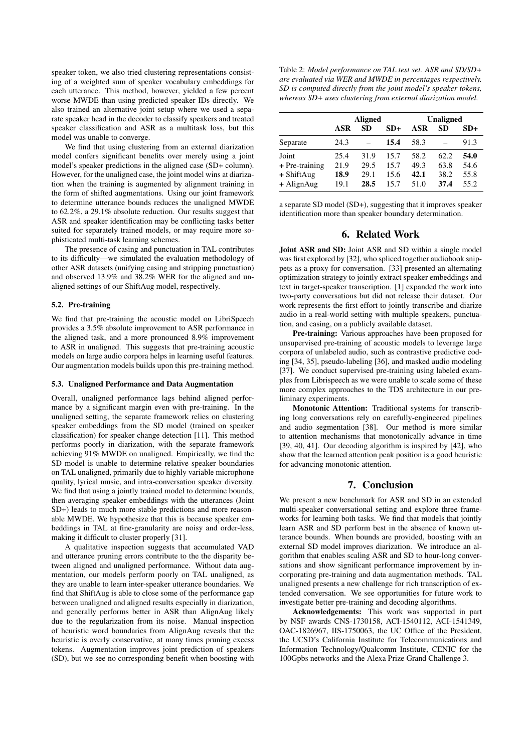speaker token, we also tried clustering representations consisting of a weighted sum of speaker vocabulary embeddings for each utterance. This method, however, yielded a few percent worse MWDE than using predicted speaker IDs directly. We also trained an alternative joint setup where we used a separate speaker head in the decoder to classify speakers and treated speaker classification and ASR as a multitask loss, but this model was unable to converge.

We find that using clustering from an external diarization model confers significant benefits over merely using a joint model's speaker predictions in the aligned case (SD+ column). However, for the unaligned case, the joint model wins at diarization when the training is augmented by alignment training in the form of shifted augmentations. Using our joint framework to determine utterance bounds reduces the unaligned MWDE to 62.2%, a 29.1% absolute reduction. Our results suggest that ASR and speaker identification may be conflicting tasks better suited for separately trained models, or may require more sophisticated multi-task learning schemes.

The presence of casing and punctuation in TAL contributes to its difficulty—we simulated the evaluation methodology of other ASR datasets (unifying casing and stripping punctuation) and observed 13.9% and 38.2% WER for the aligned and unaligned settings of our ShiftAug model, respectively.

### 5.2. Pre-training

We find that pre-training the acoustic model on LibriSpeech provides a 3.5% absolute improvement to ASR performance in the aligned task, and a more pronounced 8.9% improvement to ASR in unaligned. This suggests that pre-training acoustic models on large audio corpora helps in learning useful features. Our augmentation models builds upon this pre-training method.

### 5.3. Unaligned Performance and Data Augmentation

Overall, unaligned performance lags behind aligned performance by a significant margin even with pre-training. In the unaligned setting, the separate framework relies on clustering speaker embeddings from the SD model (trained on speaker classification) for speaker change detection [11]. This method performs poorly in diarization, with the separate framework achieving 91% MWDE on unaligned. Empirically, we find the SD model is unable to determine relative speaker boundaries on TAL unaligned, primarily due to highly variable microphone quality, lyrical music, and intra-conversation speaker diversity. We find that using a jointly trained model to determine bounds, then averaging speaker embeddings with the utterances (Joint SD+) leads to much more stable predictions and more reasonable MWDE. We hypothesize that this is because speaker embeddings in TAL at fine-granularity are noisy and order-less, making it difficult to cluster properly [31].

A qualitative inspection suggests that accumulated VAD and utterance pruning errors contribute to the the disparity between aligned and unaligned performance. Without data augmentation, our models perform poorly on TAL unaligned, as they are unable to learn inter-speaker utterance boundaries. We find that ShiftAug is able to close some of the performance gap between unaligned and aligned results especially in diarization, and generally performs better in ASR than AlignAug likely due to the regularization from its noise. Manual inspection of heuristic word boundaries from AlignAug reveals that the heuristic is overly conservative, at many times pruning excess tokens. Augmentation improves joint prediction of speakers (SD), but we see no corresponding benefit when boosting with a separate SD model (SD+), suggesting that it improves speaker identification more than speaker boundary determination.

Table 2: *Model performance on TAL test set. ASR and SD/SD+ are evaluated via WER and MWDE in percentages respectively. SD is computed directly from the joint model's speaker tokens, whereas SD+ uses clustering from external diarization model.*

| | Aligned | | | Unaligned | | |
|---|---|---|---|---|---|---|
| | **ASR** | **SD** | **SD+** | **ASR** | **SD** | **SD+** |
| Separate | 24.3 | – | **15.4** | 58.3 | – | 91.3 |
| Joint | 25.4 | 31.9 | 15.7 | 58.2 | 62.2 | **54.0** |
| + Pre-training | 21.9 | 29.5 | 15.7 | 49.3 | 63.8 | 54.6 |
| + ShiftAug | **18.9** | 29.1 | 15.6 | **42.1** | 38.2 | 55.8 |
| + AlignAug | 19.1 | **28.5** | 15.7 | 51.0 | **37.4** | 55.2 |

## 6. Related Work

**Joint ASR and SD:** Joint ASR and SD within a single model was first explored by [32], who spliced together audiobook snippets as a proxy for conversation. [33] presented an alternating optimization strategy to jointly extract speaker embeddings and text in target-speaker transcription. [1] expanded the work into two-party conversations but did not release their dataset. Our work represents the first effort to jointly transcribe and diarize audio in a real-world setting with multiple speakers, punctuation, and casing, on a publicly available dataset.

**Pre-training:** Various approaches have been proposed for unsupervised pre-training of acoustic models to leverage large corpora of unlabeled audio, such as contrastive predictive coding [34, 35], pseudo-labeling [36], and masked audio modeling [37]. We conduct supervised pre-training using labeled examples from Librispeech as we were unable to scale some of these more complex approaches to the TDS architecture in our preliminary experiments.

**Monotonic Attention:** Traditional systems for transcribing long conversations rely on carefully-engineered pipelines and audio segmentation [38]. Our method is more similar to attention mechanisms that monotonically advance in time [39, 40, 41]. Our decoding algorithm is inspired by [42], who show that the learned attention peak position is a good heuristic for advancing monotonic attention.

## 7. Conclusion

We present a new benchmark for ASR and SD in an extended multi-speaker conversational setting and explore three frameworks for learning both tasks. We find that models that jointly learn ASR and SD perform best in the absence of known utterance bounds. When bounds are provided, boosting with an external SD model improves diarization. We introduce an algorithm that enables scaling ASR and SD to hour-long conversations and show significant performance improvement by incorporating pre-training and data augmentation methods. TAL unaligned presents a new challenge for rich transcription of extended conversation. We see opportunities for future work to investigate better pre-training and decoding algorithms.

**Acknowledgements:** This work was supported in part by NSF awards CNS-1730158, ACI-1540112, ACI-1541349, OAC-1826967, IIS-1750063, the UC Office of the President, the UCSD's California Institute for Telecommunications and Information Technology/Qualcomm Institute, CENIC for the 100Gpbs networks and the Alexa Prize Grand Challenge 3.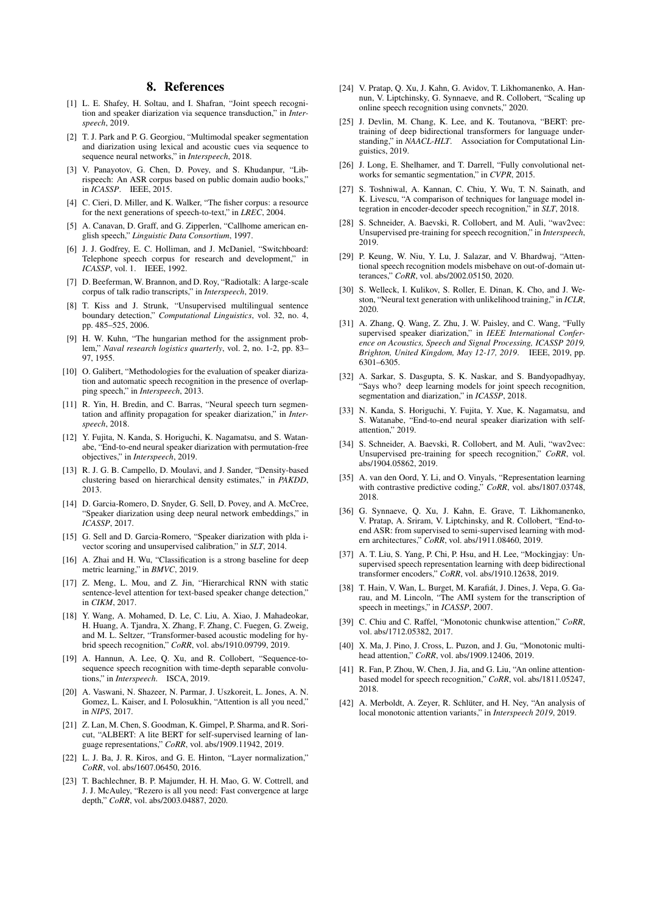## 8. References

[1] L. E. Shafey, H. Soltau, and I. Shafran, "Joint speech recognition and speaker diarization via sequence transduction," in *Interspeech*, 2019.

[2] T. J. Park and P. G. Georgiou, "Multimodal speaker segmentation and diarization using lexical and acoustic cues via sequence to sequence neural networks," in *Interspeech*, 2018.

[3] V. Panayotov, G. Chen, D. Povey, and S. Khudanpur, "Librispeech: An ASR corpus based on public domain audio books," in *ICASSP*. IEEE, 2015.

[4] C. Cieri, D. Miller, and K. Walker, "The fisher corpus: a resource for the next generations of speech-to-text," in *LREC*, 2004.

[5] A. Canavan, D. Graff, and G. Zipperlen, "Callhome american english speech," *Linguistic Data Consortium*, 1997.

[6] J. J. Godfrey, E. C. Holliman, and J. McDaniel, "Switchboard: Telephone speech corpus for research and development," in *ICASSP*, vol. 1. IEEE, 1992.

[7] D. Beeferman, W. Brannon, and D. Roy, "Radiotalk: A large-scale corpus of talk radio transcripts," in *Interspeech*, 2019.

[8] T. Kiss and J. Strunk, "Unsupervised multilingual sentence boundary detection," *Computational Linguistics*, vol. 32, no. 4, pp. 485–525, 2006.

[9] H. W. Kuhn, "The hungarian method for the assignment problem," *Naval research logistics quarterly*, vol. 2, no. 1-2, pp. 83–97, 1955.

[10] O. Galibert, "Methodologies for the evaluation of speaker diarization and automatic speech recognition in the presence of overlapping speech," in *Interspeech*, 2013.

[11] R. Yin, H. Bredin, and C. Barras, "Neural speech turn segmentation and affinity propagation for speaker diarization," in *Interspeech*, 2018.

[12] Y. Fujita, N. Kanda, S. Horiguchi, K. Nagamatsu, and S. Watanabe, "End-to-end neural speaker diarization with permutation-free objectives," in *Interspeech*, 2019.

[13] R. J. G. B. Campello, D. Moulavi, and J. Sander, "Density-based clustering based on hierarchical density estimates," in *PAKDD*, 2013.

[14] D. Garcia-Romero, D. Snyder, G. Sell, D. Povey, and A. McCree, "Speaker diarization using deep neural network embeddings," in *ICASSP*, 2017.

[15] G. Sell and D. Garcia-Romero, "Speaker diarization with plda i-vector scoring and unsupervised calibration," in *SLT*, 2014.

[16] A. Zhai and H. Wu, "Classification is a strong baseline for deep metric learning," in *BMVC*, 2019.

[17] Z. Meng, L. Mou, and Z. Jin, "Hierarchical RNN with static sentence-level attention for text-based speaker change detection," in *CIKM*, 2017.

[18] Y. Wang, A. Mohamed, D. Le, C. Liu, A. Xiao, J. Mahadeokar, H. Huang, A. Tjandra, X. Zhang, F. Zhang, C. Fuegen, G. Zweig, and M. L. Seltzer, "Transformer-based acoustic modeling for hybrid speech recognition," *CoRR*, vol. abs/1910.09799, 2019.

[19] A. Hannun, A. Lee, Q. Xu, and R. Collobert, "Sequence-to-sequence speech recognition with time-depth separable convolutions," in *Interspeech*. ISCA, 2019.

[20] A. Vaswani, N. Shazeer, N. Parmar, J. Uszkoreit, L. Jones, A. N. Gomez, L. Kaiser, and I. Polosukhin, "Attention is all you need," in *NIPS*, 2017.

[21] Z. Lan, M. Chen, S. Goodman, K. Gimpel, P. Sharma, and R. Soricut, "ALBERT: A lite BERT for self-supervised learning of language representations," *CoRR*, vol. abs/1909.11942, 2019.

[22] L. J. Ba, J. R. Kiros, and G. E. Hinton, "Layer normalization," *CoRR*, vol. abs/1607.06450, 2016.

[23] T. Bachlechner, B. P. Majumder, H. H. Mao, G. W. Cottrell, and J. J. McAuley, "Rezero is all you need: Fast convergence at large depth," *CoRR*, vol. abs/2003.04887, 2020.

[24] V. Pratap, Q. Xu, J. Kahn, G. Avidov, T. Likhomanenko, A. Hannun, V. Liptchinsky, G. Synnaeve, and R. Collobert, "Scaling up online speech recognition using convnets," 2020.

[25] J. Devlin, M. Chang, K. Lee, and K. Toutanova, "BERT: pre-training of deep bidirectional transformers for language understanding," in *NAACL-HLT*. Association for Computational Linguistics, 2019.

[26] J. Long, E. Shelhamer, and T. Darrell, "Fully convolutional networks for semantic segmentation," in *CVPR*, 2015.

[27] S. Toshniwal, A. Kannan, C. Chiu, Y. Wu, T. N. Sainath, and K. Livescu, "A comparison of techniques for language model integration in encoder-decoder speech recognition," in *SLT*, 2018.

[28] S. Schneider, A. Baevski, R. Collobert, and M. Auli, "wav2vec: Unsupervised pre-training for speech recognition," in *Interspeech*, 2019.

[29] P. Keung, W. Niu, Y. Lu, J. Salazar, and V. Bhardwaj, "Attentional speech recognition models misbehave on out-of-domain utterances," *CoRR*, vol. abs/2002.05150, 2020.

[30] S. Welleck, I. Kulikov, S. Roller, E. Dinan, K. Cho, and J. Weston, "Neural text generation with unlikelihood training," in *ICLR*, 2020.

[31] A. Zhang, Q. Wang, Z. Zhu, J. W. Paisley, and C. Wang, "Fully supervised speaker diarization," in *IEEE International Conference on Acoustics, Speech and Signal Processing, ICASSP 2019, Brighton, United Kingdom, May 12-17, 2019*. IEEE, 2019, pp. 6301–6305.

[32] A. Sarkar, S. Dasgupta, S. K. Naskar, and S. Bandyopadhyay, "Says who? deep learning models for joint speech recognition, segmentation and diarization," in *ICASSP*, 2018.

[33] N. Kanda, S. Horiguchi, Y. Fujita, Y. Xue, K. Nagamatsu, and S. Watanabe, "End-to-end neural speaker diarization with self-attention," 2019.

[34] S. Schneider, A. Baevski, R. Collobert, and M. Auli, "wav2vec: Unsupervised pre-training for speech recognition," *CoRR*, vol. abs/1904.05862, 2019.

[35] A. van den Oord, Y. Li, and O. Vinyals, "Representation learning with contrastive predictive coding," *CoRR*, vol. abs/1807.03748, 2018.

[36] G. Synnaeve, Q. Xu, J. Kahn, E. Grave, T. Likhomanenko, V. Pratap, A. Sriram, V. Liptchinsky, and R. Collobert, "End-to-end ASR: from supervised to semi-supervised learning with modern architectures," *CoRR*, vol. abs/1911.08460, 2019.

[37] A. T. Liu, S. Yang, P. Chi, P. Hsu, and H. Lee, "Mockingjay: Unsupervised speech representation learning with deep bidirectional transformer encoders," *CoRR*, vol. abs/1910.12638, 2019.

[38] T. Hain, V. Wan, L. Burget, M. Karafiát, J. Dines, J. Vepa, G. Garau, and M. Lincoln, "The AMI system for the transcription of speech in meetings," in *ICASSP*, 2007.

[39] C. Chiu and C. Raffel, "Monotonic chunkwise attention," *CoRR*, vol. abs/1712.05382, 2017.

[40] X. Ma, J. Pino, J. Cross, L. Puzon, and J. Gu, "Monotonic multihead attention," *CoRR*, vol. abs/1909.12406, 2019.

[41] R. Fan, P. Zhou, W. Chen, J. Jia, and G. Liu, "An online attention-based model for speech recognition," *CoRR*, vol. abs/1811.05247, 2018.

[42] A. Merboldt, A. Zeyer, R. Schlüter, and H. Ney, "An analysis of local monotonic attention variants," in *Interspeech 2019*, 2019.